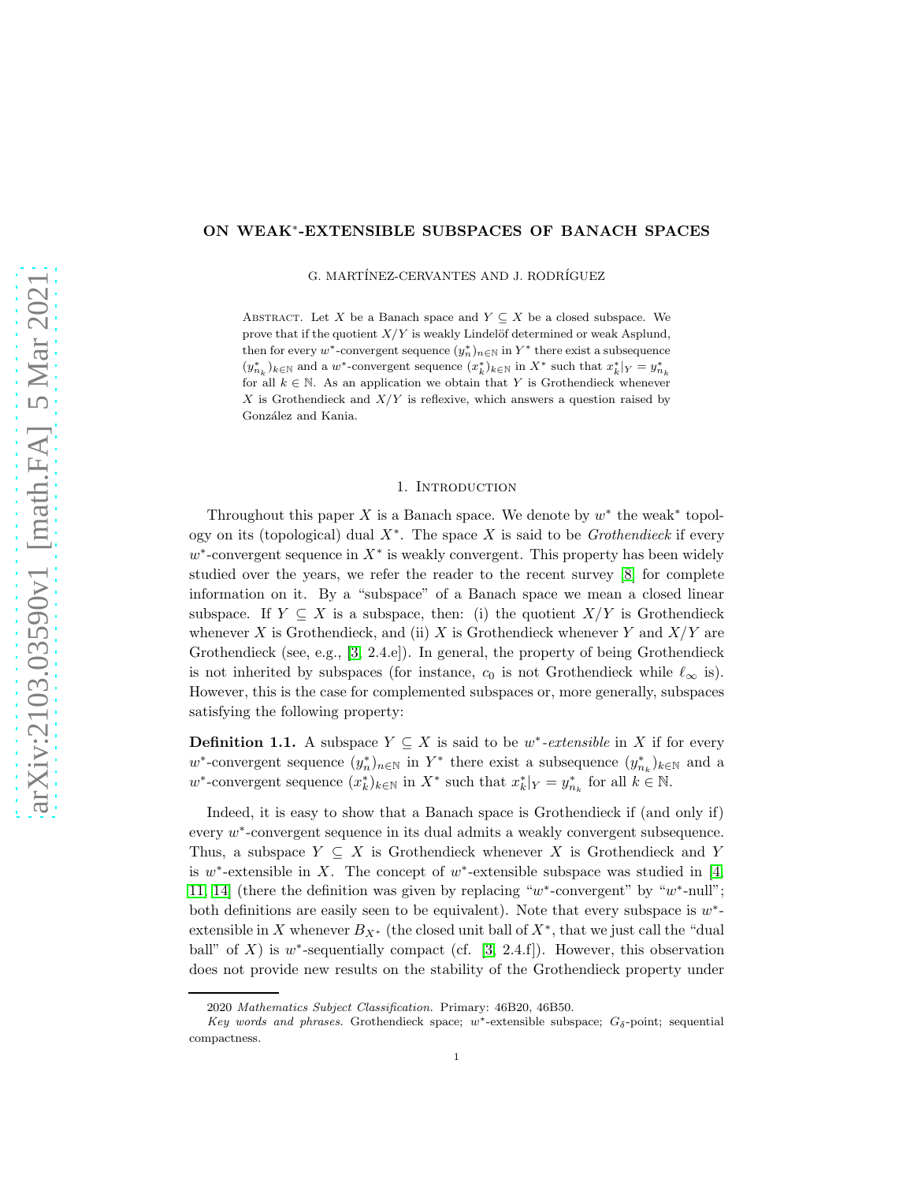# ON WEAK$^*$-EXTENSIBLE SUBSPACES OF BANACH SPACES

G. MARTÍNEZ-CERVANTES AND J. RODRÍGUEZ

ABSTRACT. Let $X$ be a Banach space and $Y \subseteq X$ be a closed subspace. We prove that if the quotient $X/Y$ is weakly Lindelöf determined or weak Asplund, then for every $w^*$-convergent sequence $(y_n^*)_{n\in\mathbb{N}}$ in $Y^*$ there exist a subsequence $(y_{n_k}^*)_{k\in\mathbb{N}}$ and a $w^*$-convergent sequence $(x_k^*)_{k\in\mathbb{N}}$ in $X^*$ such that $x_k^*|_Y = y_{n_k}^*$ for all $k \in \mathbb{N}$. As an application we obtain that $Y$ is Grothendieck whenever $X$ is Grothendieck and $X/Y$ is reflexive, which answers a question raised by González and Kania.

## 1. Introduction

Throughout this paper $X$ is a Banach space. We denote by $w^*$ the weak$^*$ topology on its (topological) dual $X^*$. The space $X$ is said to be *Grothendieck* if every $w^*$-convergent sequence in $X^*$ is weakly convergent. This property has been widely studied over the years, we refer the reader to the recent survey [8] for complete information on it. By a "subspace" of a Banach space we mean a closed linear subspace. If $Y \subseteq X$ is a subspace, then: (i) the quotient $X/Y$ is Grothendieck whenever $X$ is Grothendieck, and (ii) $X$ is Grothendieck whenever $Y$ and $X/Y$ are Grothendieck (see, e.g., [3, 2.4.e]). In general, the property of being Grothendieck is not inherited by subspaces (for instance, $c_0$ is not Grothendieck while $\ell_\infty$ is). However, this is the case for complemented subspaces or, more generally, subspaces satisfying the following property:

**Definition 1.1.** A subspace $Y \subseteq X$ is said to be *$w^*$-extensible* in $X$ if for every $w^*$-convergent sequence $(y_n^*)_{n\in\mathbb{N}}$ in $Y^*$ there exist a subsequence $(y_{n_k}^*)_{k\in\mathbb{N}}$ and a $w^*$-convergent sequence $(x_k^*)_{k\in\mathbb{N}}$ in $X^*$ such that $x_k^*|_Y = y_{n_k}^*$ for all $k \in \mathbb{N}$.

Indeed, it is easy to show that a Banach space is Grothendieck if (and only if) every $w^*$-convergent sequence in its dual admits a weakly convergent subsequence. Thus, a subspace $Y \subseteq X$ is Grothendieck whenever $X$ is Grothendieck and $Y$ is $w^*$-extensible in $X$. The concept of $w^*$-extensible subspace was studied in [4, 11, 14] (there the definition was given by replacing "$w^*$-convergent" by "$w^*$-null"; both definitions are easily seen to be equivalent). Note that every subspace is $w^*$-extensible in $X$ whenever $B_{X^*}$ (the closed unit ball of $X^*$, that we just call the "dual ball" of $X$) is $w^*$-sequentially compact (cf. [3, 2.4.f]). However, this observation does not provide new results on the stability of the Grothendieck property under

2020 *Mathematics Subject Classification.* Primary: 46B20, 46B50.

*Key words and phrases.* Grothendieck space; $w^*$-extensible subspace; $G_\delta$-point; sequential compactness.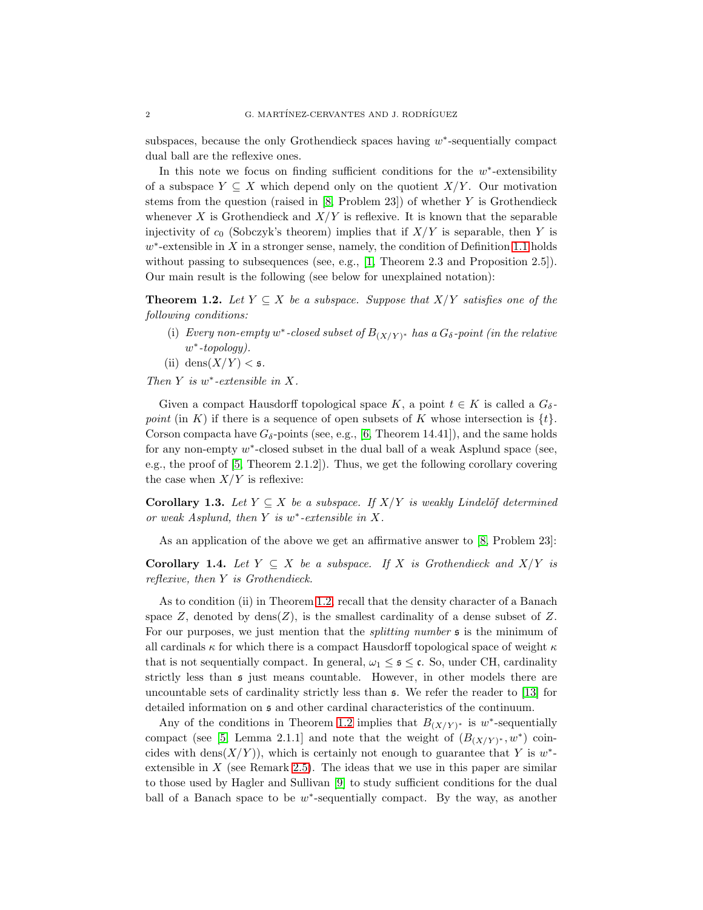subspaces, because the only Grothendieck spaces having $w^*$-sequentially compact dual ball are the reflexive ones.

In this note we focus on finding sufficient conditions for the $w^*$-extensibility of a subspace $Y \subseteq X$ which depend only on the quotient $X/Y$. Our motivation stems from the question (raised in [8, Problem 23]) of whether $Y$ is Grothendieck whenever $X$ is Grothendieck and $X/Y$ is reflexive. It is known that the separable injectivity of $c_0$ (Sobczyk's theorem) implies that if $X/Y$ is separable, then $Y$ is $w^*$-extensible in $X$ in a stronger sense, namely, the condition of Definition 1.1 holds without passing to subsequences (see, e.g., [1, Theorem 2.3 and Proposition 2.5]). Our main result is the following (see below for unexplained notation):

**Theorem 1.2.** *Let $Y \subseteq X$ be a subspace. Suppose that $X/Y$ satisfies one of the following conditions:*

- (i) *Every non-empty $w^*$-closed subset of $B_{(X/Y)^*}$ has a $G_\delta$-point (in the relative $w^*$-topology).*
- (ii) $\operatorname{dens}(X/Y) < \mathfrak{s}$.

*Then $Y$ is $w^*$-extensible in $X$.*

Given a compact Hausdorff topological space $K$, a point $t \in K$ is called a *$G_\delta$-point* (in $K$) if there is a sequence of open subsets of $K$ whose intersection is $\{t\}$. Corson compacta have $G_\delta$-points (see, e.g., [6, Theorem 14.41]), and the same holds for any non-empty $w^*$-closed subset in the dual ball of a weak Asplund space (see, e.g., the proof of [5, Theorem 2.1.2]). Thus, we get the following corollary covering the case when $X/Y$ is reflexive:

**Corollary 1.3.** *Let $Y \subseteq X$ be a subspace. If $X/Y$ is weakly Lindelöf determined or weak Asplund, then $Y$ is $w^*$-extensible in $X$.*

As an application of the above we get an affirmative answer to [8, Problem 23]:

**Corollary 1.4.** *Let $Y \subseteq X$ be a subspace. If $X$ is Grothendieck and $X/Y$ is reflexive, then $Y$ is Grothendieck.*

As to condition (ii) in Theorem 1.2, recall that the density character of a Banach space $Z$, denoted by $\operatorname{dens}(Z)$, is the smallest cardinality of a dense subset of $Z$. For our purposes, we just mention that the *splitting number* $\mathfrak{s}$ is the minimum of all cardinals $\kappa$ for which there is a compact Hausdorff topological space of weight $\kappa$ that is not sequentially compact. In general, $\omega_1 \leq \mathfrak{s} \leq \mathfrak{c}$. So, under CH, cardinality strictly less than $\mathfrak{s}$ just means countable. However, in other models there are uncountable sets of cardinality strictly less than $\mathfrak{s}$. We refer the reader to [13] for detailed information on $\mathfrak{s}$ and other cardinal characteristics of the continuum.

Any of the conditions in Theorem 1.2 implies that $B_{(X/Y)^*}$ is $w^*$-sequentially compact (see [5, Lemma 2.1.1] and note that the weight of $(B_{(X/Y)^*}, w^*)$ coincides with $\operatorname{dens}(X/Y)$), which is certainly not enough to guarantee that $Y$ is $w^*$-extensible in $X$ (see Remark 2.5). The ideas that we use in this paper are similar to those used by Hagler and Sullivan [9] to study sufficient conditions for the dual ball of a Banach space to be $w^*$-sequentially compact. By the way, as another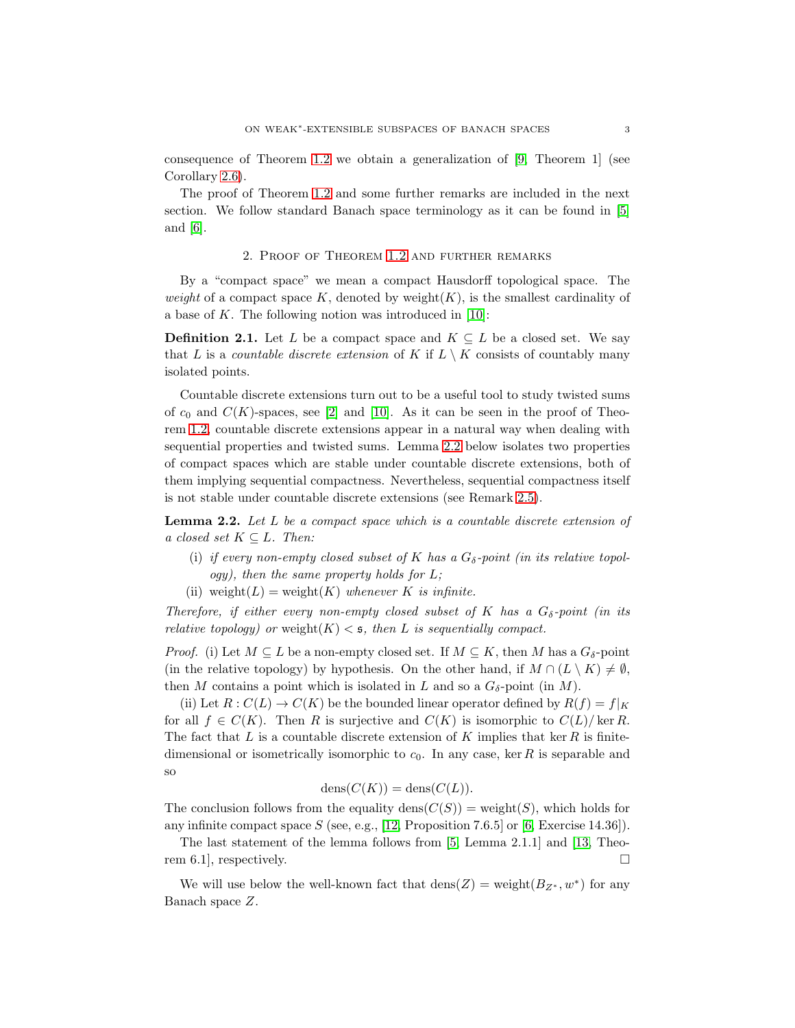consequence of Theorem 1.2 we obtain a generalization of [9, Theorem 1] (see Corollary 2.6).

The proof of Theorem 1.2 and some further remarks are included in the next section. We follow standard Banach space terminology as it can be found in [5] and [6].

## 2. Proof of Theorem 1.2 and further remarks

By a "compact space" we mean a compact Hausdorff topological space. The *weight* of a compact space $K$, denoted by $\text{weight}(K)$, is the smallest cardinality of a base of $K$. The following notion was introduced in [10]:

**Definition 2.1.** Let $L$ be a compact space and $K \subseteq L$ be a closed set. We say that $L$ is a *countable discrete extension* of $K$ if $L \setminus K$ consists of countably many isolated points.

Countable discrete extensions turn out to be a useful tool to study twisted sums of $c_0$ and $C(K)$-spaces, see [2] and [10]. As it can be seen in the proof of Theorem 1.2, countable discrete extensions appear in a natural way when dealing with sequential properties and twisted sums. Lemma 2.2 below isolates two properties of compact spaces which are stable under countable discrete extensions, both of them implying sequential compactness. Nevertheless, sequential compactness itself is not stable under countable discrete extensions (see Remark 2.5).

**Lemma 2.2.** *Let $L$ be a compact space which is a countable discrete extension of a closed set $K \subseteq L$. Then:*

(i) *if every non-empty closed subset of $K$ has a $G_\delta$-point (in its relative topology), then the same property holds for $L$;*

(ii) $\text{weight}(L) = \text{weight}(K)$ *whenever $K$ is infinite.*

*Therefore, if either every non-empty closed subset of $K$ has a $G_\delta$-point (in its relative topology) or $\text{weight}(K) < \mathfrak{s}$, then $L$ is sequentially compact.*

*Proof.* (i) Let $M \subseteq L$ be a non-empty closed set. If $M \subseteq K$, then $M$ has a $G_\delta$-point (in the relative topology) by hypothesis. On the other hand, if $M \cap (L \setminus K) \neq \emptyset$, then $M$ contains a point which is isolated in $L$ and so a $G_\delta$-point (in $M$).

(ii) Let $R : C(L) \to C(K)$ be the bounded linear operator defined by $R(f) = f|_K$ for all $f \in C(K)$. Then $R$ is surjective and $C(K)$ is isomorphic to $C(L)/\ker R$. The fact that $L$ is a countable discrete extension of $K$ implies that $\ker R$ is finite-dimensional or isometrically isomorphic to $c_0$. In any case, $\ker R$ is separable and so

$$\text{dens}(C(K)) = \text{dens}(C(L)).$$

The conclusion follows from the equality $\text{dens}(C(S)) = \text{weight}(S)$, which holds for any infinite compact space $S$ (see, e.g., [12, Proposition 7.6.5] or [6, Exercise 14.36]).

The last statement of the lemma follows from [5, Lemma 2.1.1] and [13, Theorem 6.1], respectively. $\square$

We will use below the well-known fact that $\text{dens}(Z) = \text{weight}(B_{Z^*}, w^*)$ for any Banach space $Z$.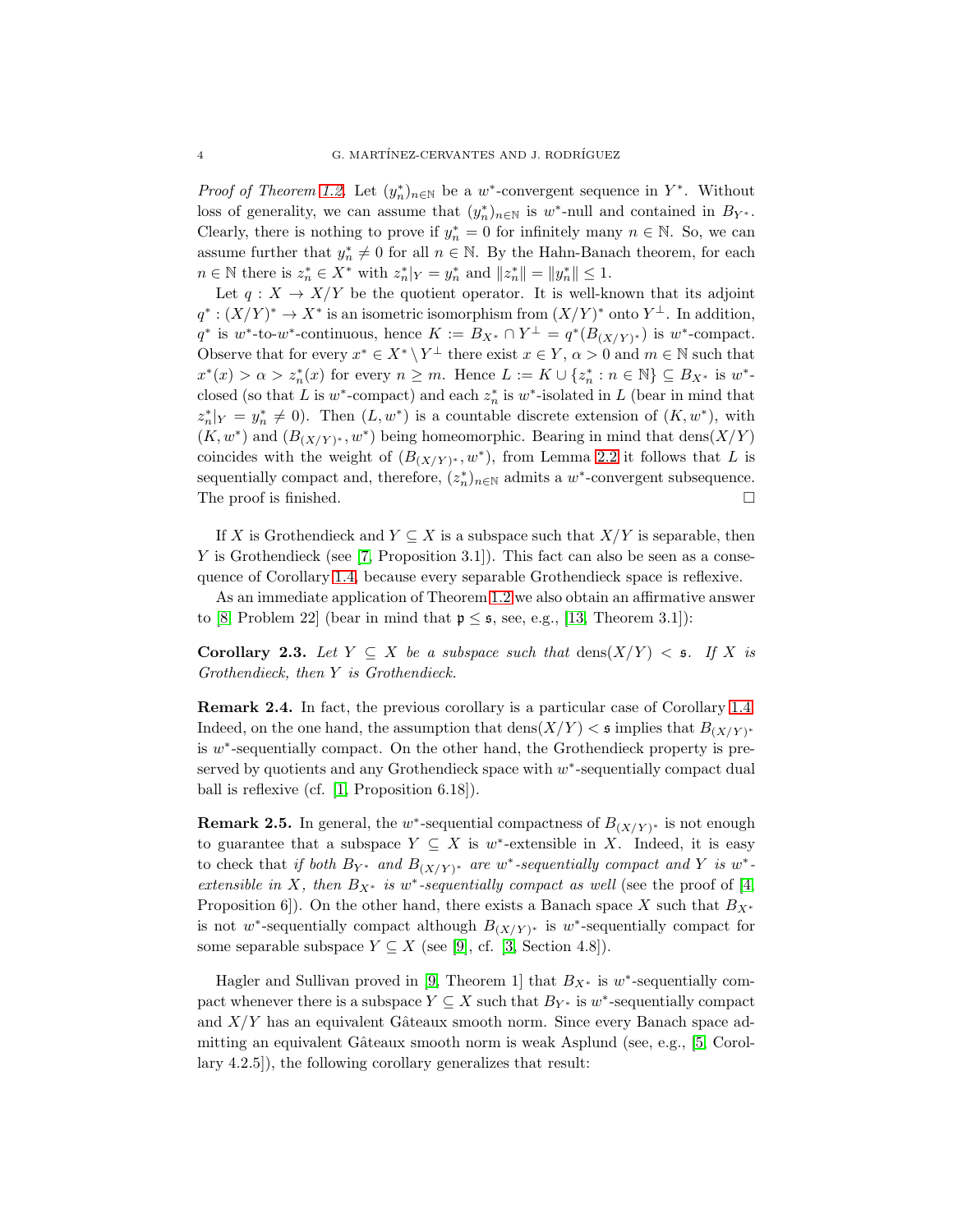*Proof of Theorem 1.2.* Let $(y_n^*)_{n\in\mathbb{N}}$ be a $w^*$-convergent sequence in $Y^*$. Without loss of generality, we can assume that $(y_n^*)_{n\in\mathbb{N}}$ is $w^*$-null and contained in $B_{Y^*}$. Clearly, there is nothing to prove if $y_n^* = 0$ for infinitely many $n \in \mathbb{N}$. So, we can assume further that $y_n^* \neq 0$ for all $n \in \mathbb{N}$. By the Hahn-Banach theorem, for each $n \in \mathbb{N}$ there is $z_n^* \in X^*$ with $z_n^*|_Y = y_n^*$ and $\|z_n^*\| = \|y_n^*\| \leq 1$.

Let $q : X \to X/Y$ be the quotient operator. It is well-known that its adjoint $q^* : (X/Y)^* \to X^*$ is an isometric isomorphism from $(X/Y)^*$ onto $Y^\perp$. In addition, $q^*$ is $w^*$-to-$w^*$-continuous, hence $K := B_{X^*} \cap Y^\perp = q^*(B_{(X/Y)^*})$ is $w^*$-compact. Observe that for every $x^* \in X^* \setminus Y^\perp$ there exist $x \in Y$, $\alpha > 0$ and $m \in \mathbb{N}$ such that $x^*(x) > \alpha > z_n^*(x)$ for every $n \geq m$. Hence $L := K \cup \{z_n^* : n \in \mathbb{N}\} \subseteq B_{X^*}$ is $w^*$-closed (so that $L$ is $w^*$-compact) and each $z_n^*$ is $w^*$-isolated in $L$ (bear in mind that $z_n^*|_Y = y_n^* \neq 0$). Then $(L, w^*)$ is a countable discrete extension of $(K, w^*)$, with $(K, w^*)$ and $(B_{(X/Y)^*}, w^*)$ being homeomorphic. Bearing in mind that $\mathrm{dens}(X/Y)$ coincides with the weight of $(B_{(X/Y)^*}, w^*)$, from Lemma 2.2 it follows that $L$ is sequentially compact and, therefore, $(z_n^*)_{n\in\mathbb{N}}$ admits a $w^*$-convergent subsequence. The proof is finished. $\square$

If $X$ is Grothendieck and $Y \subseteq X$ is a subspace such that $X/Y$ is separable, then $Y$ is Grothendieck (see [7, Proposition 3.1]). This fact can also be seen as a consequence of Corollary 1.4, because every separable Grothendieck space is reflexive.

As an immediate application of Theorem 1.2 we also obtain an affirmative answer to [8, Problem 22] (bear in mind that $\mathfrak{p} \leq \mathfrak{s}$, see, e.g., [13, Theorem 3.1]):

**Corollary 2.3.** *Let $Y \subseteq X$ be a subspace such that $\mathrm{dens}(X/Y) < \mathfrak{s}$. If $X$ is Grothendieck, then $Y$ is Grothendieck.*

**Remark 2.4.** In fact, the previous corollary is a particular case of Corollary 1.4. Indeed, on the one hand, the assumption that $\mathrm{dens}(X/Y) < \mathfrak{s}$ implies that $B_{(X/Y)^*}$ is $w^*$-sequentially compact. On the other hand, the Grothendieck property is preserved by quotients and any Grothendieck space with $w^*$-sequentially compact dual ball is reflexive (cf. [1, Proposition 6.18]).

**Remark 2.5.** In general, the $w^*$-sequential compactness of $B_{(X/Y)^*}$ is not enough to guarantee that a subspace $Y \subseteq X$ is $w^*$-extensible in $X$. Indeed, it is easy to check that *if both $B_{Y^*}$ and $B_{(X/Y)^*}$ are $w^*$-sequentially compact and $Y$ is $w^*$-extensible in $X$, then $B_{X^*}$ is $w^*$-sequentially compact as well* (see the proof of [4, Proposition 6]). On the other hand, there exists a Banach space $X$ such that $B_{X^*}$ is not $w^*$-sequentially compact although $B_{(X/Y)^*}$ is $w^*$-sequentially compact for some separable subspace $Y \subseteq X$ (see [9], cf. [3, Section 4.8]).

Hagler and Sullivan proved in [9, Theorem 1] that $B_{X^*}$ is $w^*$-sequentially compact whenever there is a subspace $Y \subseteq X$ such that $B_{Y^*}$ is $w^*$-sequentially compact and $X/Y$ has an equivalent Gâteaux smooth norm. Since every Banach space admitting an equivalent Gâteaux smooth norm is weak Asplund (see, e.g., [5, Corollary 4.2.5]), the following corollary generalizes that result: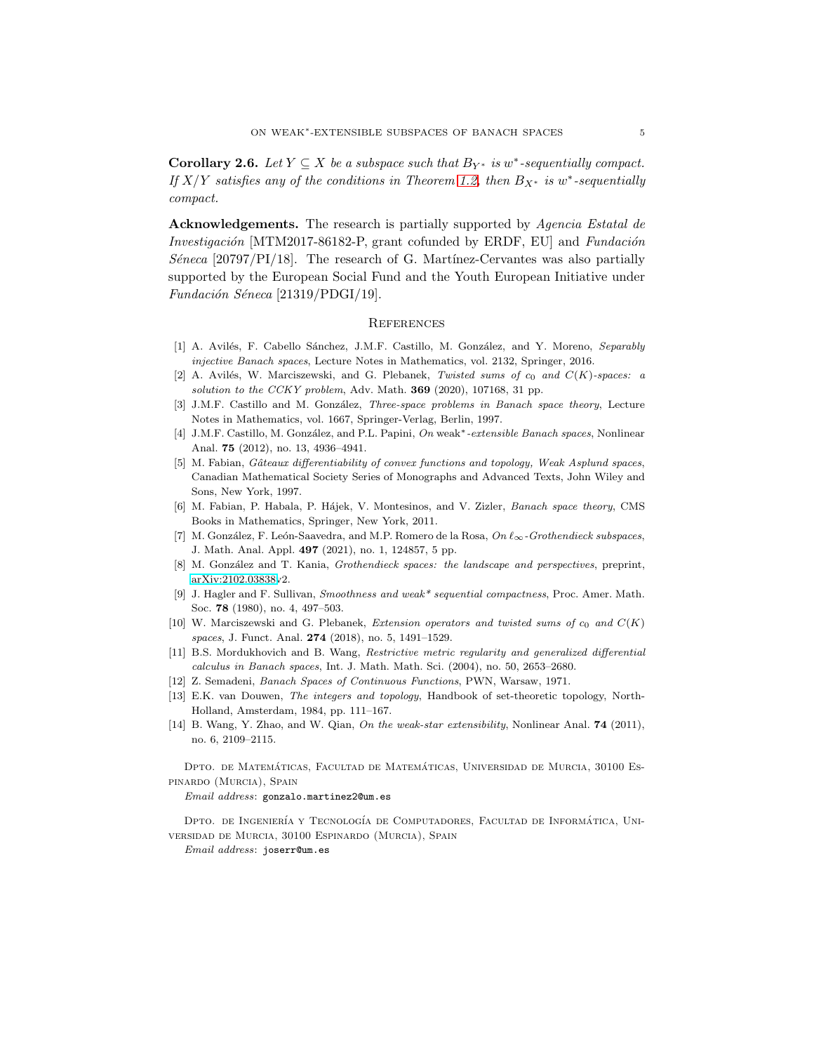**Corollary 2.6.** *Let $Y \subseteq X$ be a subspace such that $B_{Y^*}$ is $w^*$-sequentially compact. If $X/Y$ satisfies any of the conditions in Theorem 1.2, then $B_{X^*}$ is $w^*$-sequentially compact.*

**Acknowledgements.** The research is partially supported by *Agencia Estatal de Investigación* [MTM2017-86182-P, grant cofunded by ERDF, EU] and *Fundación Séneca* [20797/PI/18]. The research of G. Martínez-Cervantes was also partially supported by the European Social Fund and the Youth European Initiative under *Fundación Séneca* [21319/PDGI/19].

## References

[1] A. Avilés, F. Cabello Sánchez, J.M.F. Castillo, M. González, and Y. Moreno, *Separably injective Banach spaces*, Lecture Notes in Mathematics, vol. 2132, Springer, 2016.

[2] A. Avilés, W. Marciszewski, and G. Plebanek, *Twisted sums of $c_0$ and $C(K)$-spaces: a solution to the CCKY problem*, Adv. Math. **369** (2020), 107168, 31 pp.

[3] J.M.F. Castillo and M. González, *Three-space problems in Banach space theory*, Lecture Notes in Mathematics, vol. 1667, Springer-Verlag, Berlin, 1997.

[4] J.M.F. Castillo, M. González, and P.L. Papini, *On* weak$^*$*-extensible Banach spaces*, Nonlinear Anal. **75** (2012), no. 13, 4936–4941.

[5] M. Fabian, *Gâteaux differentiability of convex functions and topology, Weak Asplund spaces*, Canadian Mathematical Society Series of Monographs and Advanced Texts, John Wiley and Sons, New York, 1997.

[6] M. Fabian, P. Habala, P. Hájek, V. Montesinos, and V. Zizler, *Banach space theory*, CMS Books in Mathematics, Springer, New York, 2011.

[7] M. González, F. León-Saavedra, and M.P. Romero de la Rosa, *On $\ell_\infty$-Grothendieck subspaces*, J. Math. Anal. Appl. **497** (2021), no. 1, 124857, 5 pp.

[8] M. González and T. Kania, *Grothendieck spaces: the landscape and perspectives*, preprint, arXiv:2102.03838v2.

[9] J. Hagler and F. Sullivan, *Smoothness and weak* sequential compactness*, Proc. Amer. Math. Soc. **78** (1980), no. 4, 497–503.

[10] W. Marciszewski and G. Plebanek, *Extension operators and twisted sums of $c_0$ and $C(K)$ spaces*, J. Funct. Anal. **274** (2018), no. 5, 1491–1529.

[11] B.S. Mordukhovich and B. Wang, *Restrictive metric regularity and generalized differential calculus in Banach spaces*, Int. J. Math. Math. Sci. (2004), no. 50, 2653–2680.

[12] Z. Semadeni, *Banach Spaces of Continuous Functions*, PWN, Warsaw, 1971.

[13] E.K. van Douwen, *The integers and topology*, Handbook of set-theoretic topology, North-Holland, Amsterdam, 1984, pp. 111–167.

[14] B. Wang, Y. Zhao, and W. Qian, *On the weak-star extensibility*, Nonlinear Anal. **74** (2011), no. 6, 2109–2115.

Dpto. de Matemáticas, Facultad de Matemáticas, Universidad de Murcia, 30100 Espinardo (Murcia), Spain

*Email address*: gonzalo.martinez2@um.es

Dpto. de Ingeniería y Tecnología de Computadores, Facultad de Informática, Universidad de Murcia, 30100 Espinardo (Murcia), Spain

*Email address*: joserr@um.es